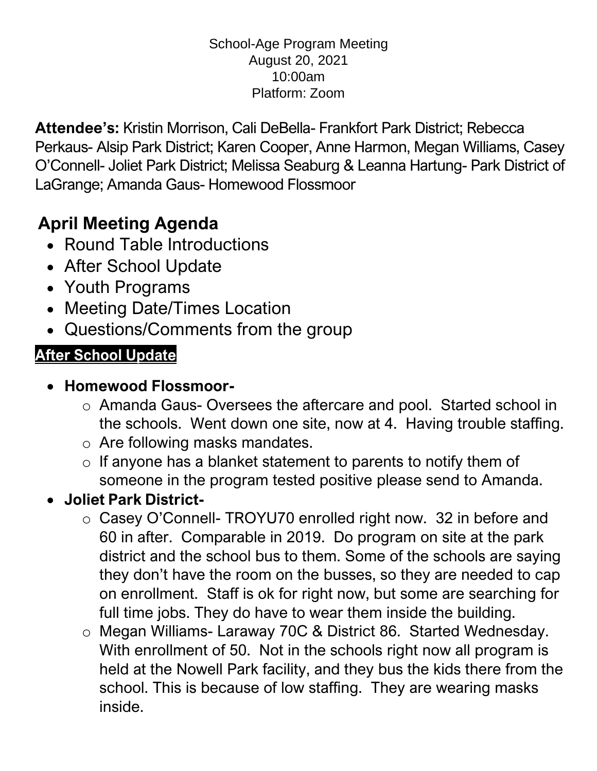School-Age Program Meeting
August 20, 2021
10:00am
Platform: Zoom

**Attendee's:** Kristin Morrison, Cali DeBella- Frankfort Park District; Rebecca Perkaus- Alsip Park District; Karen Cooper, Anne Harmon, Megan Williams, Casey O'Connell- Joliet Park District; Melissa Seaburg & Leanna Hartung- Park District of LaGrange; Amanda Gaus- Homewood Flossmoor

## April Meeting Agenda

- Round Table Introductions
- After School Update
- Youth Programs
- Meeting Date/Times Location
- Questions/Comments from the group

### After School Update

- **Homewood Flossmoor-**
  - Amanda Gaus- Oversees the aftercare and pool. Started school in the schools. Went down one site, now at 4. Having trouble staffing.
  - Are following masks mandates.
  - If anyone has a blanket statement to parents to notify them of someone in the program tested positive please send to Amanda.
- **Joliet Park District-**
  - Casey O'Connell- TROYU70 enrolled right now. 32 in before and 60 in after. Comparable in 2019. Do program on site at the park district and the school bus to them. Some of the schools are saying they don't have the room on the busses, so they are needed to cap on enrollment. Staff is ok for right now, but some are searching for full time jobs. They do have to wear them inside the building.
  - Megan Williams- Laraway 70C & District 86. Started Wednesday. With enrollment of 50. Not in the schools right now all program is held at the Nowell Park facility, and they bus the kids there from the school. This is because of low staffing. They are wearing masks inside.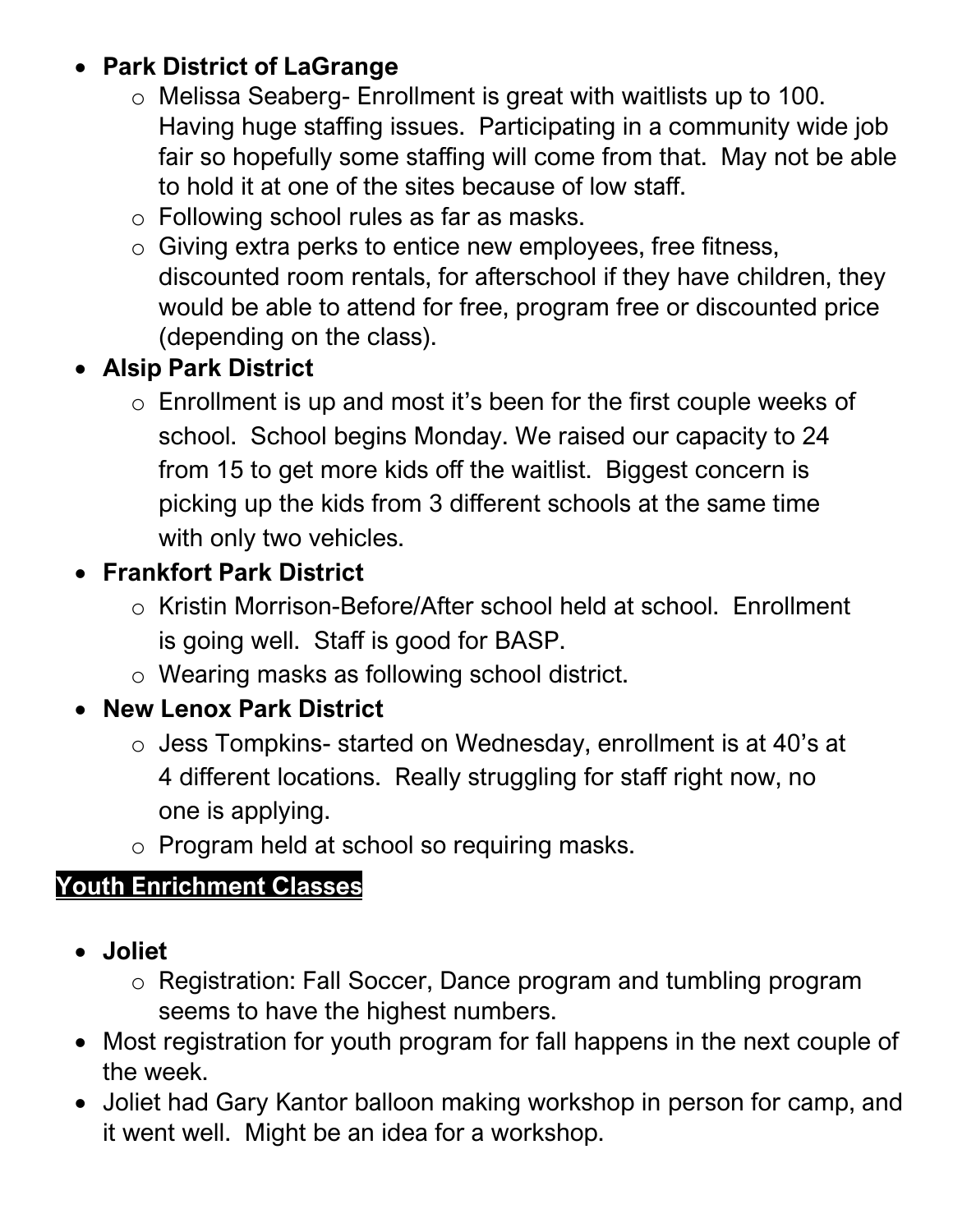- **Park District of LaGrange**
  - Melissa Seaberg- Enrollment is great with waitlists up to 100. Having huge staffing issues. Participating in a community wide job fair so hopefully some staffing will come from that. May not be able to hold it at one of the sites because of low staff.
  - Following school rules as far as masks.
  - Giving extra perks to entice new employees, free fitness, discounted room rentals, for afterschool if they have children, they would be able to attend for free, program free or discounted price (depending on the class).
- **Alsip Park District**
  - Enrollment is up and most it's been for the first couple weeks of school. School begins Monday. We raised our capacity to 24 from 15 to get more kids off the waitlist. Biggest concern is picking up the kids from 3 different schools at the same time with only two vehicles.
- **Frankfort Park District**
  - Kristin Morrison-Before/After school held at school. Enrollment is going well. Staff is good for BASP.
  - Wearing masks as following school district.
- **New Lenox Park District**
  - Jess Tompkins- started on Wednesday, enrollment is at 40's at 4 different locations. Really struggling for staff right now, no one is applying.
  - Program held at school so requiring masks.

**Youth Enrichment Classes**

- **Joliet**
  - Registration: Fall Soccer, Dance program and tumbling program seems to have the highest numbers.
- Most registration for youth program for fall happens in the next couple of the week.
- Joliet had Gary Kantor balloon making workshop in person for camp, and it went well. Might be an idea for a workshop.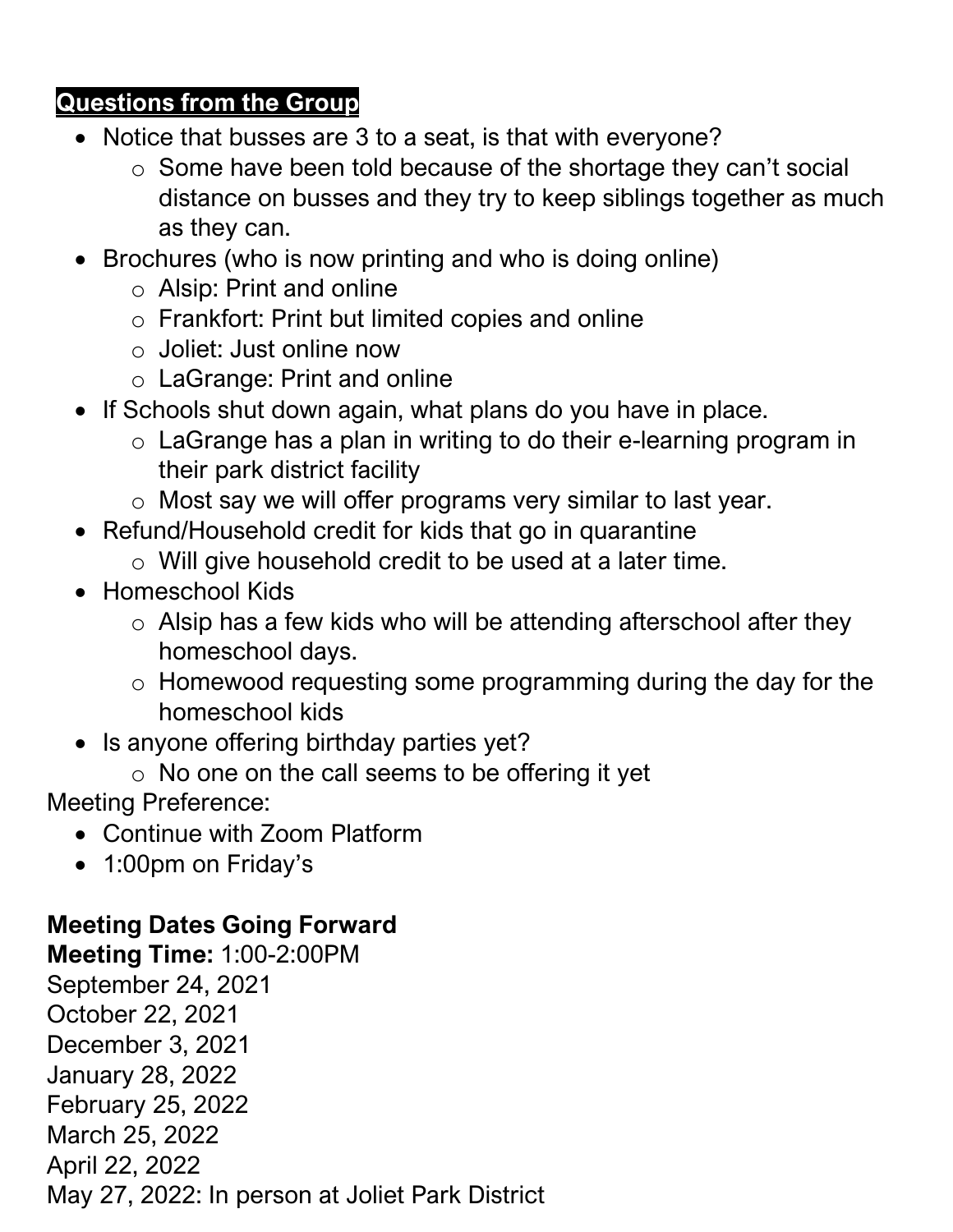## **Questions from the Group**

- Notice that busses are 3 to a seat, is that with everyone?
  - Some have been told because of the shortage they can't social distance on busses and they try to keep siblings together as much as they can.
- Brochures (who is now printing and who is doing online)
  - Alsip: Print and online
  - Frankfort: Print but limited copies and online
  - Joliet: Just online now
  - LaGrange: Print and online
- If Schools shut down again, what plans do you have in place.
  - LaGrange has a plan in writing to do their e-learning program in their park district facility
  - Most say we will offer programs very similar to last year.
- Refund/Household credit for kids that go in quarantine
  - Will give household credit to be used at a later time.
- Homeschool Kids
  - Alsip has a few kids who will be attending afterschool after they homeschool days.
  - Homewood requesting some programming during the day for the homeschool kids
- Is anyone offering birthday parties yet?
  - No one on the call seems to be offering it yet

Meeting Preference:

- Continue with Zoom Platform
- 1:00pm on Friday's

**Meeting Dates Going Forward**

**Meeting Time:** 1:00-2:00PM

September 24, 2021
October 22, 2021
December 3, 2021
January 28, 2022
February 25, 2022
March 25, 2022
April 22, 2022
May 27, 2022: In person at Joliet Park District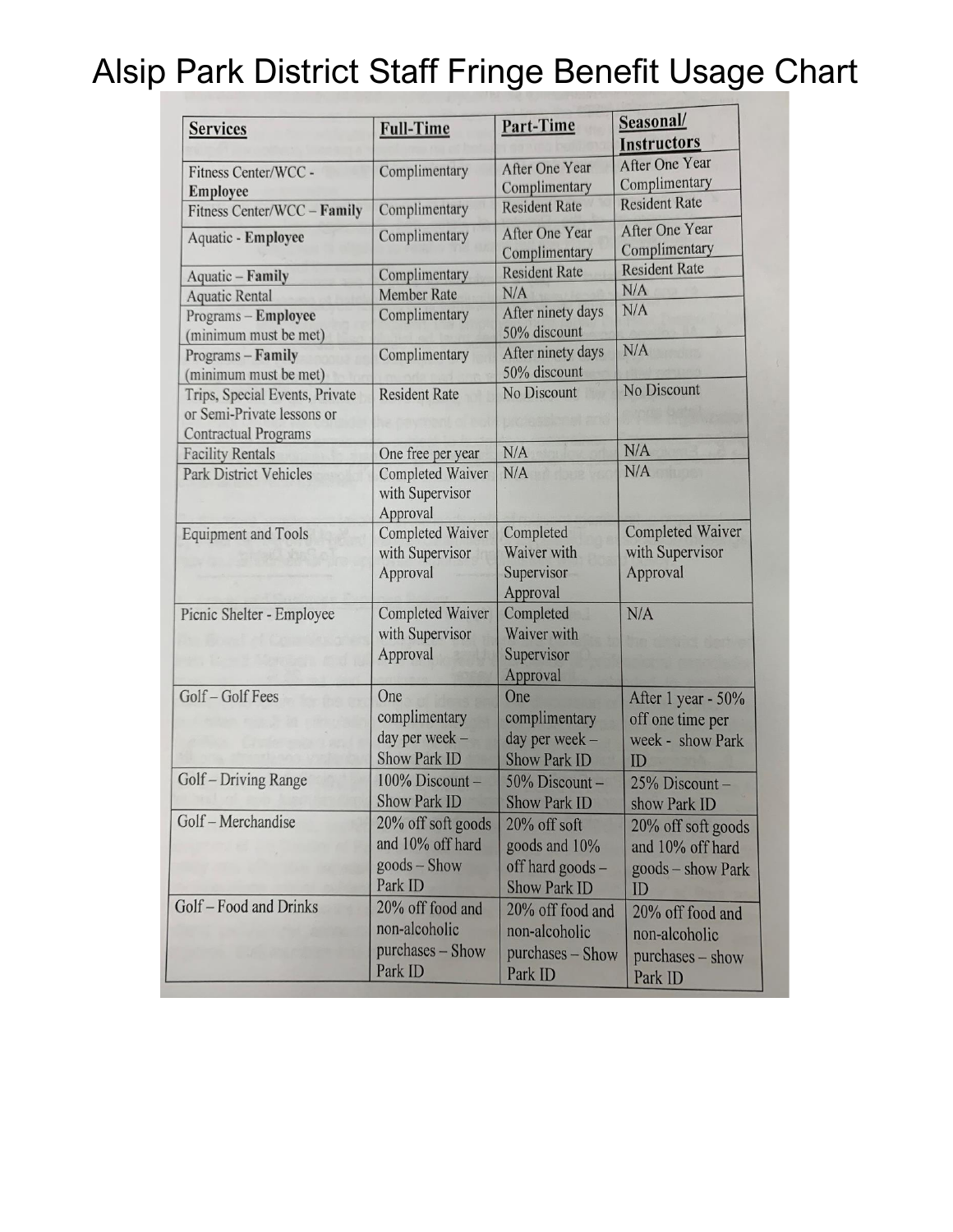# Alsip Park District Staff Fringe Benefit Usage Chart

| **Services** | **Full-Time** | **Part-Time** | **Seasonal/ Instructors** |
|---|---|---|---|
| Fitness Center/WCC - **Employee** | Complimentary | After One Year Complimentary | After One Year Complimentary |
| Fitness Center/WCC – **Family** | Complimentary | Resident Rate | Resident Rate |
| Aquatic - **Employee** | Complimentary | After One Year Complimentary | After One Year Complimentary |
| Aquatic – **Family** | Complimentary | Resident Rate | Resident Rate |
| Aquatic Rental | Member Rate | N/A | N/A |
| Programs – **Employee** (minimum must be met) | Complimentary | After ninety days 50% discount | N/A |
| Programs – **Family** (minimum must be met) | Complimentary | After ninety days 50% discount | N/A |
| Trips, Special Events, Private or Semi-Private lessons or Contractual Programs | Resident Rate | No Discount | No Discount |
| Facility Rentals | One free per year | N/A | N/A |
| Park District Vehicles | Completed Waiver with Supervisor Approval | N/A | N/A |
| Equipment and Tools | Completed Waiver with Supervisor Approval | Completed Waiver with Supervisor Approval | Completed Waiver with Supervisor Approval |
| Picnic Shelter - Employee | Completed Waiver with Supervisor Approval | Completed Waiver with Supervisor Approval | N/A |
| Golf – Golf Fees | One complimentary day per week – Show Park ID | One complimentary day per week – Show Park ID | After 1 year - 50% off one time per week - show Park ID |
| Golf – Driving Range | 100% Discount – Show Park ID | 50% Discount – Show Park ID | 25% Discount – show Park ID |
| Golf – Merchandise | 20% off soft goods and 10% off hard goods – Show Park ID | 20% off soft goods and 10% off hard goods – Show Park ID | 20% off soft goods and 10% off hard goods – show Park ID |
| Golf – Food and Drinks | 20% off food and non-alcoholic purchases – Show Park ID | 20% off food and non-alcoholic purchases – Show Park ID | 20% off food and non-alcoholic purchases – show Park ID |